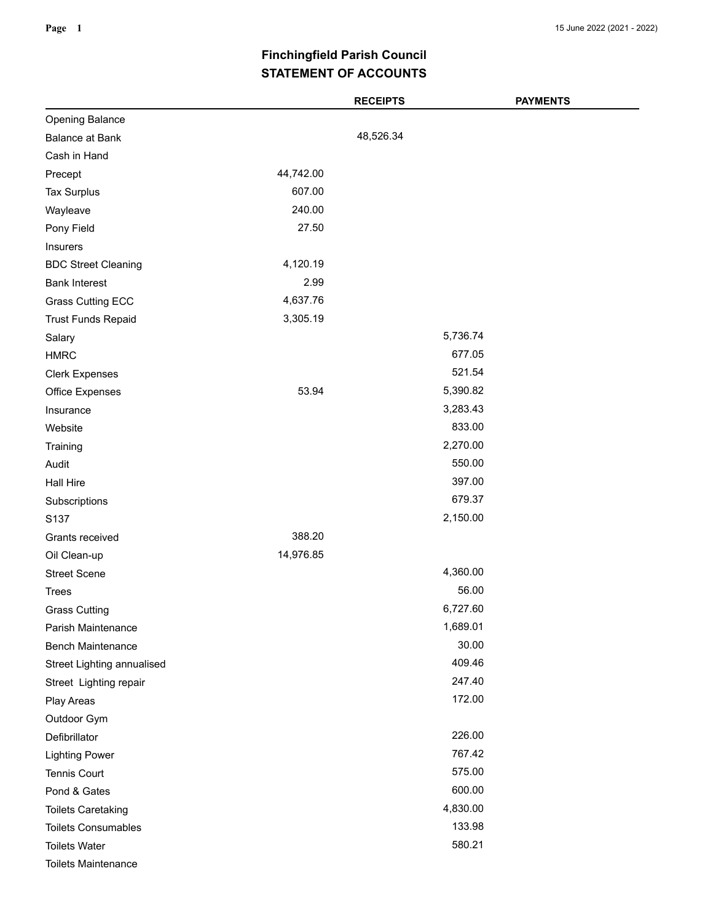# Finchingfield Parish Council

## STATEMENT OF ACCOUNTS

| | | RECEIPTS | | PAYMENTS |
|---|---|---|---|---|
| Opening Balance | | | | |
| Balance at Bank | | 48,526.34 | | |
| Cash in Hand | | | | |
| Precept | 44,742.00 | | | |
| Tax Surplus | 607.00 | | | |
| Wayleave | 240.00 | | | |
| Pony Field | 27.50 | | | |
| Insurers | | | | |
| BDC Street Cleaning | 4,120.19 | | | |
| Bank Interest | 2.99 | | | |
| Grass Cutting ECC | 4,637.76 | | | |
| Trust Funds Repaid | 3,305.19 | | | |
| Salary | | | 5,736.74 | |
| HMRC | | | 677.05 | |
| Clerk Expenses | | | 521.54 | |
| Office Expenses | 53.94 | | 5,390.82 | |
| Insurance | | | 3,283.43 | |
| Website | | | 833.00 | |
| Training | | | 2,270.00 | |
| Audit | | | 550.00 | |
| Hall Hire | | | 397.00 | |
| Subscriptions | | | 679.37 | |
| S137 | | | 2,150.00 | |
| Grants received | 388.20 | | | |
| Oil Clean-up | 14,976.85 | | | |
| Street Scene | | | 4,360.00 | |
| Trees | | | 56.00 | |
| Grass Cutting | | | 6,727.60 | |
| Parish Maintenance | | | 1,689.01 | |
| Bench Maintenance | | | 30.00 | |
| Street Lighting annualised | | | 409.46 | |
| Street Lighting repair | | | 247.40 | |
| Play Areas | | | 172.00 | |
| Outdoor Gym | | | | |
| Defibrillator | | | 226.00 | |
| Lighting Power | | | 767.42 | |
| Tennis Court | | | 575.00 | |
| Pond & Gates | | | 600.00 | |
| Toilets Caretaking | | | 4,830.00 | |
| Toilets Consumables | | | 133.98 | |
| Toilets Water | | | 580.21 | |
| Toilets Maintenance | | | | |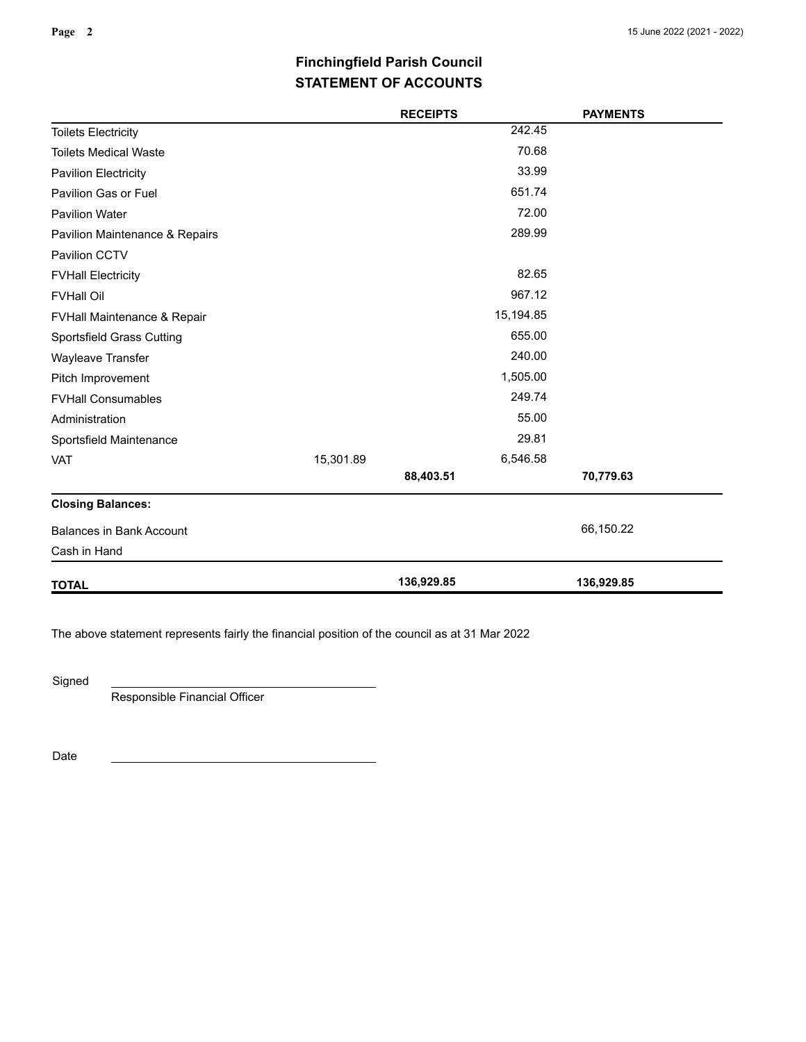## Finchingfield Parish Council
## STATEMENT OF ACCOUNTS

| | RECEIPTS | | PAYMENTS | |
|---|---|---|---|---|
| Toilets Electricity | | | 242.45 | |
| Toilets Medical Waste | | | 70.68 | |
| Pavilion Electricity | | | 33.99 | |
| Pavilion Gas or Fuel | | | 651.74 | |
| Pavilion Water | | | 72.00 | |
| Pavilion Maintenance & Repairs | | | 289.99 | |
| Pavilion CCTV | | | | |
| FVHall Electricity | | | 82.65 | |
| FVHall Oil | | | 967.12 | |
| FVHall Maintenance & Repair | | | 15,194.85 | |
| Sportsfield Grass Cutting | | | 655.00 | |
| Wayleave Transfer | | | 240.00 | |
| Pitch Improvement | | | 1,505.00 | |
| FVHall Consumables | | | 249.74 | |
| Administration | | | 55.00 | |
| Sportsfield Maintenance | | | 29.81 | |
| VAT | 15,301.89 | | 6,546.58 | |
| | | **88,403.51** | | **70,779.63** |
| **Closing Balances:** | | | | |
| Balances in Bank Account | | | | 66,150.22 |
| Cash in Hand | | | | |
| **TOTAL** | | **136,929.85** | | **136,929.85** |

The above statement represents fairly the financial position of the council as at 31 Mar 2022

Signed \_\_\_\_\_\_\_\_\_\_\_\_\_\_\_\_\_\_\_\_\_\_\_\_\_\_\_\_\_\_\_\_\_\_\_\_

Responsible Financial Officer

Date \_\_\_\_\_\_\_\_\_\_\_\_\_\_\_\_\_\_\_\_\_\_\_\_\_\_\_\_\_\_\_\_\_\_\_\_